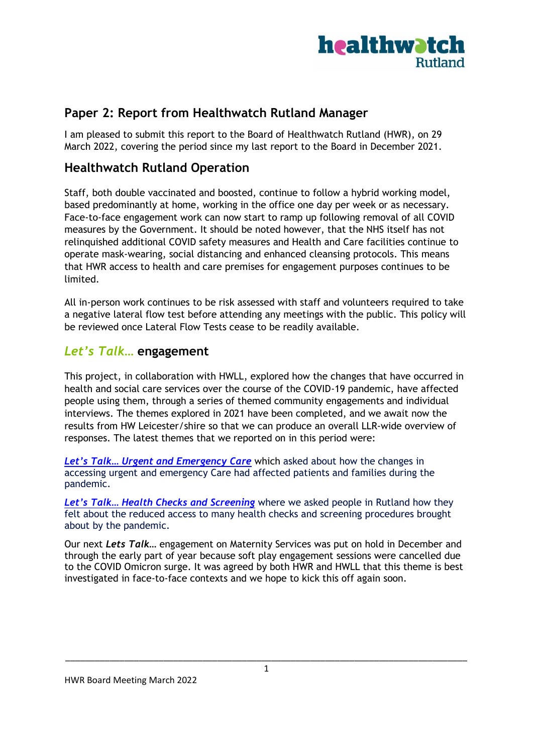# Paper 2: Report from Healthwatch Rutland Manager

I am pleased to submit this report to the Board of Healthwatch Rutland (HWR), on 29 March 2022, covering the period since my last report to the Board in December 2021.

## Healthwatch Rutland Operation

Staff, both double vaccinated and boosted, continue to follow a hybrid working model, based predominantly at home, working in the office one day per week or as necessary. Face-to-face engagement work can now start to ramp up following removal of all COVID measures by the Government. It should be noted however, that the NHS itself has not relinquished additional COVID safety measures and Health and Care facilities continue to operate mask-wearing, social distancing and enhanced cleansing protocols. This means that HWR access to health and care premises for engagement purposes continues to be limited.

All in-person work continues to be risk assessed with staff and volunteers required to take a negative lateral flow test before attending any meetings with the public. This policy will be reviewed once Lateral Flow Tests cease to be readily available.

## *Let's Talk…* engagement

This project, in collaboration with HWLL, explored how the changes that have occurred in health and social care services over the course of the COVID-19 pandemic, have affected people using them, through a series of themed community engagements and individual interviews. The themes explored in 2021 have been completed, and we await now the results from HW Leicester/shire so that we can produce an overall LLR-wide overview of responses. The latest themes that we reported on in this period were:

***Let's Talk… Urgent and Emergency Care*** which asked about how the changes in accessing urgent and emergency Care had affected patients and families during the pandemic.

***Let's Talk… Health Checks and Screening*** where we asked people in Rutland how they felt about the reduced access to many health checks and screening procedures brought about by the pandemic.

Our next ***Lets Talk…*** engagement on Maternity Services was put on hold in December and through the early part of year because soft play engagement sessions were cancelled due to the COVID Omicron surge. It was agreed by both HWR and HWLL that this theme is best investigated in face-to-face contexts and we hope to kick this off again soon.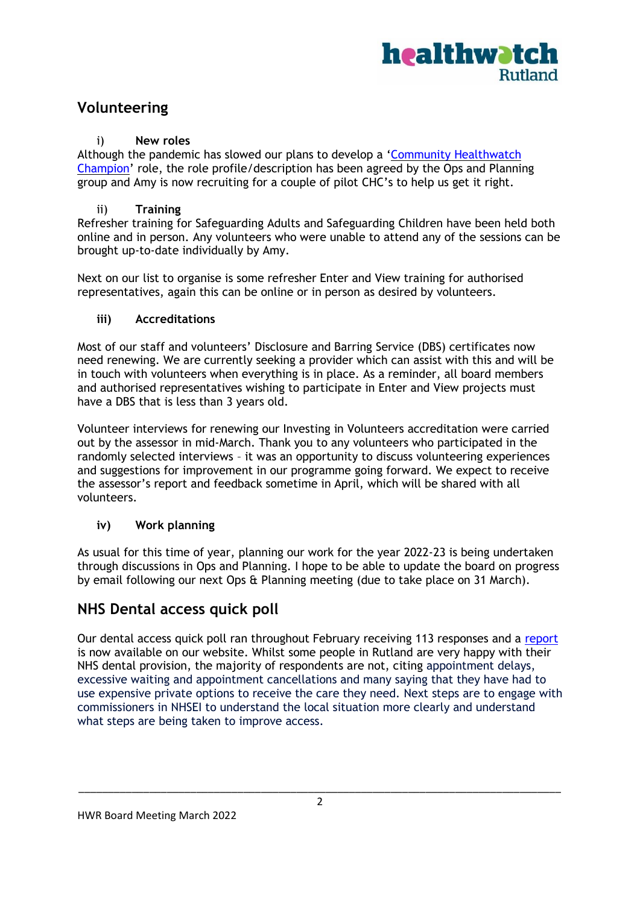## Volunteering

### i) New roles

Although the pandemic has slowed our plans to develop a '[Community Healthwatch Champion]' role, the role profile/description has been agreed by the Ops and Planning group and Amy is now recruiting for a couple of pilot CHC's to help us get it right.

### ii) Training

Refresher training for Safeguarding Adults and Safeguarding Children have been held both online and in person. Any volunteers who were unable to attend any of the sessions can be brought up-to-date individually by Amy.

Next on our list to organise is some refresher Enter and View training for authorised representatives, again this can be online or in person as desired by volunteers.

### iii) Accreditations

Most of our staff and volunteers' Disclosure and Barring Service (DBS) certificates now need renewing. We are currently seeking a provider which can assist with this and will be in touch with volunteers when everything is in place. As a reminder, all board members and authorised representatives wishing to participate in Enter and View projects must have a DBS that is less than 3 years old.

Volunteer interviews for renewing our Investing in Volunteers accreditation were carried out by the assessor in mid-March. Thank you to any volunteers who participated in the randomly selected interviews – it was an opportunity to discuss volunteering experiences and suggestions for improvement in our programme going forward. We expect to receive the assessor's report and feedback sometime in April, which will be shared with all volunteers.

### iv) Work planning

As usual for this time of year, planning our work for the year 2022-23 is being undertaken through discussions in Ops and Planning. I hope to be able to update the board on progress by email following our next Ops & Planning meeting (due to take place on 31 March).

## NHS Dental access quick poll

Our dental access quick poll ran throughout February receiving 113 responses and a report is now available on our website. Whilst some people in Rutland are very happy with their NHS dental provision, the majority of respondents are not, citing appointment delays, excessive waiting and appointment cancellations and many saying that they have had to use expensive private options to receive the care they need. Next steps are to engage with commissioners in NHSEI to understand the local situation more clearly and understand what steps are being taken to improve access.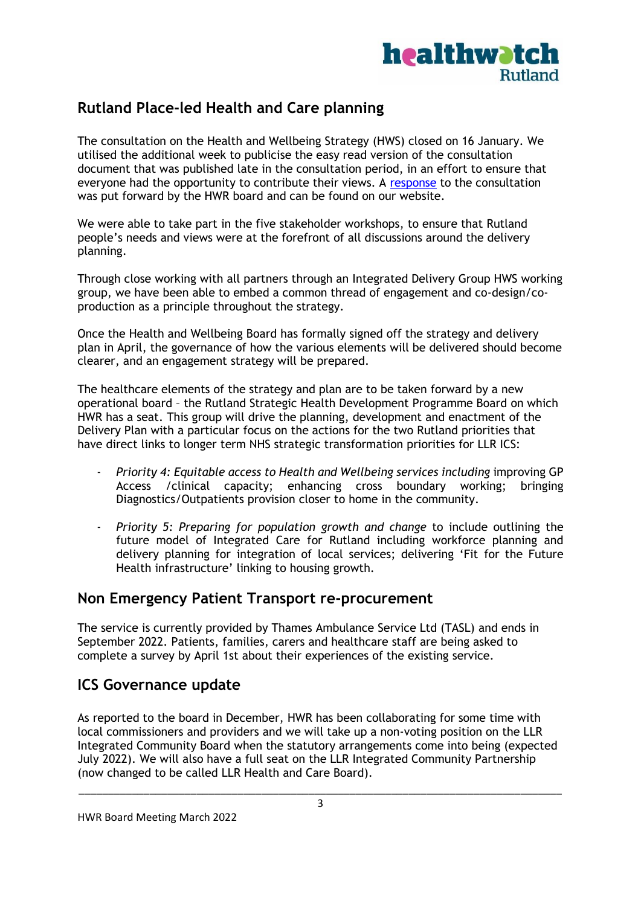## Rutland Place-led Health and Care planning

The consultation on the Health and Wellbeing Strategy (HWS) closed on 16 January. We utilised the additional week to publicise the easy read version of the consultation document that was published late in the consultation period, in an effort to ensure that everyone had the opportunity to contribute their views. A response to the consultation was put forward by the HWR board and can be found on our website.

We were able to take part in the five stakeholder workshops, to ensure that Rutland people's needs and views were at the forefront of all discussions around the delivery planning.

Through close working with all partners through an Integrated Delivery Group HWS working group, we have been able to embed a common thread of engagement and co-design/co-production as a principle throughout the strategy.

Once the Health and Wellbeing Board has formally signed off the strategy and delivery plan in April, the governance of how the various elements will be delivered should become clearer, and an engagement strategy will be prepared.

The healthcare elements of the strategy and plan are to be taken forward by a new operational board – the Rutland Strategic Health Development Programme Board on which HWR has a seat. This group will drive the planning, development and enactment of the Delivery Plan with a particular focus on the actions for the two Rutland priorities that have direct links to longer term NHS strategic transformation priorities for LLR ICS:

- *Priority 4: Equitable access to Health and Wellbeing services including* improving GP Access /clinical capacity; enhancing cross boundary working; bringing Diagnostics/Outpatients provision closer to home in the community.
- *Priority 5: Preparing for population growth and change* to include outlining the future model of Integrated Care for Rutland including workforce planning and delivery planning for integration of local services; delivering 'Fit for the Future Health infrastructure' linking to housing growth.

## Non Emergency Patient Transport re-procurement

The service is currently provided by Thames Ambulance Service Ltd (TASL) and ends in September 2022. Patients, families, carers and healthcare staff are being asked to complete a survey by April 1st about their experiences of the existing service.

## ICS Governance update

As reported to the board in December, HWR has been collaborating for some time with local commissioners and providers and we will take up a non-voting position on the LLR Integrated Community Board when the statutory arrangements come into being (expected July 2022). We will also have a full seat on the LLR Integrated Community Partnership (now changed to be called LLR Health and Care Board).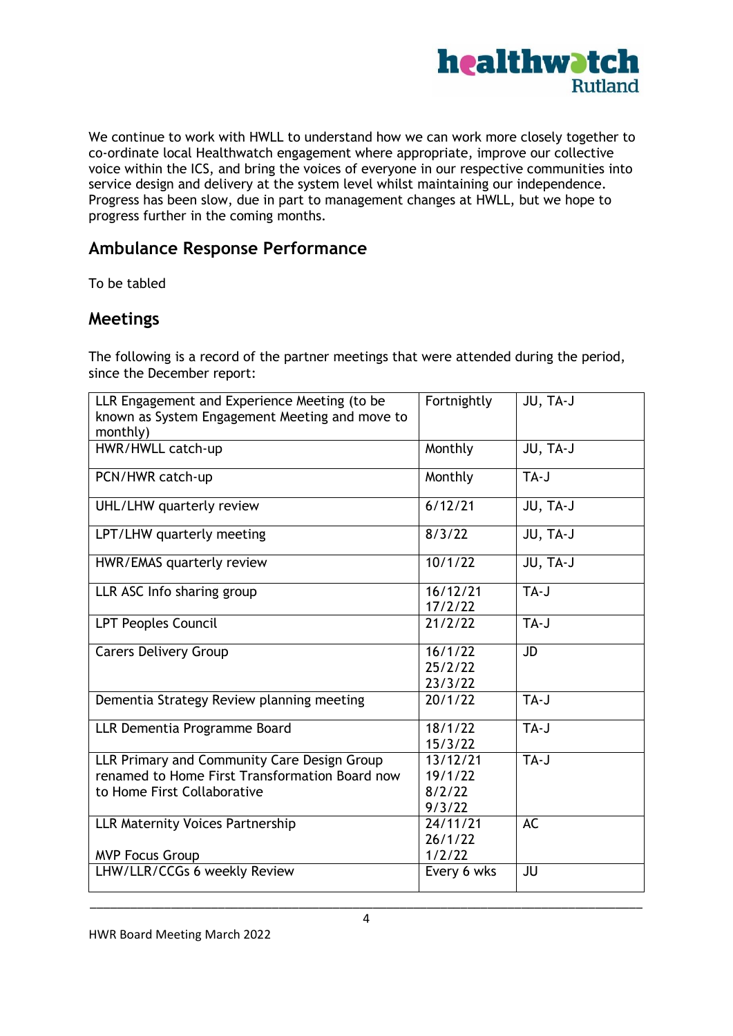We continue to work with HWLL to understand how we can work more closely together to co-ordinate local Healthwatch engagement where appropriate, improve our collective voice within the ICS, and bring the voices of everyone in our respective communities into service design and delivery at the system level whilst maintaining our independence. Progress has been slow, due in part to management changes at HWLL, but we hope to progress further in the coming months.

## Ambulance Response Performance

To be tabled

## Meetings

The following is a record of the partner meetings that were attended during the period, since the December report:

| | | |
|---|---|---|
| LLR Engagement and Experience Meeting (to be known as System Engagement Meeting and move to monthly) | Fortnightly | JU, TA-J |
| HWR/HWLL catch-up | Monthly | JU, TA-J |
| PCN/HWR catch-up | Monthly | TA-J |
| UHL/LHW quarterly review | 6/12/21 | JU, TA-J |
| LPT/LHW quarterly meeting | 8/3/22 | JU, TA-J |
| HWR/EMAS quarterly review | 10/1/22 | JU, TA-J |
| LLR ASC Info sharing group | 16/12/21<br>17/2/22 | TA-J |
| LPT Peoples Council | 21/2/22 | TA-J |
| Carers Delivery Group | 16/1/22<br>25/2/22<br>23/3/22 | JD |
| Dementia Strategy Review planning meeting | 20/1/22 | TA-J |
| LLR Dementia Programme Board | 18/1/22<br>15/3/22 | TA-J |
| LLR Primary and Community Care Design Group renamed to Home First Transformation Board now to Home First Collaborative | 13/12/21<br>19/1/22<br>8/2/22<br>9/3/22 | TA-J |
| LLR Maternity Voices Partnership<br><br>MVP Focus Group | 24/11/21<br>26/1/22<br>1/2/22 | AC |
| LHW/LLR/CCGs 6 weekly Review | Every 6 wks | JU |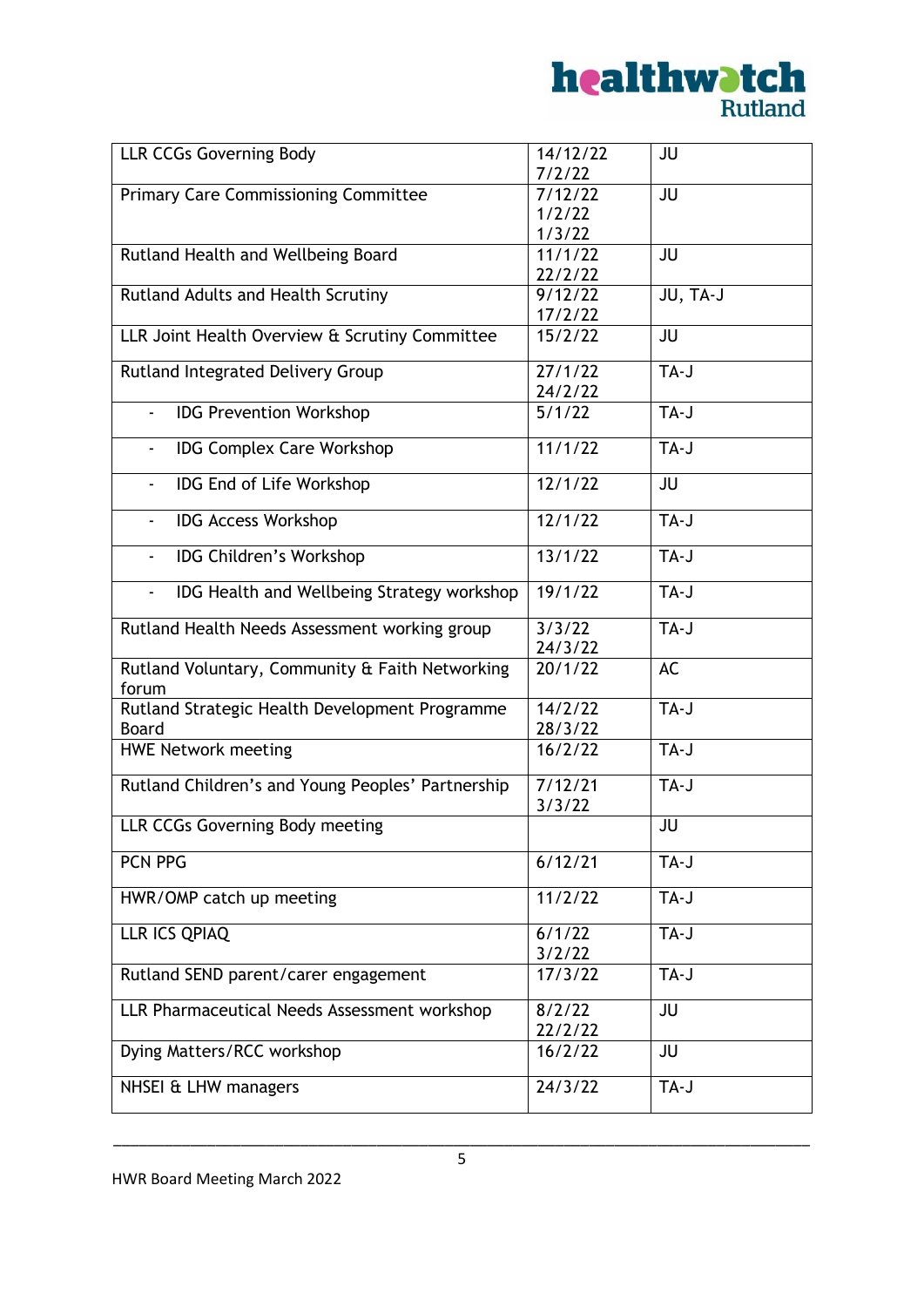| LLR CCGs Governing Body | 14/12/22<br>7/2/22 | JU |
|---|---|---|
| Primary Care Commissioning Committee | 7/12/22<br>1/2/22<br>1/3/22 | JU |
| Rutland Health and Wellbeing Board | 11/1/22<br>22/2/22 | JU |
| Rutland Adults and Health Scrutiny | 9/12/22<br>17/2/22 | JU, TA-J |
| LLR Joint Health Overview & Scrutiny Committee | 15/2/22 | JU |
| Rutland Integrated Delivery Group | 27/1/22<br>24/2/22 | TA-J |
| - IDG Prevention Workshop | 5/1/22 | TA-J |
| - IDG Complex Care Workshop | 11/1/22 | TA-J |
| - IDG End of Life Workshop | 12/1/22 | JU |
| - IDG Access Workshop | 12/1/22 | TA-J |
| - IDG Children's Workshop | 13/1/22 | TA-J |
| - IDG Health and Wellbeing Strategy workshop | 19/1/22 | TA-J |
| Rutland Health Needs Assessment working group | 3/3/22<br>24/3/22 | TA-J |
| Rutland Voluntary, Community & Faith Networking forum | 20/1/22 | AC |
| Rutland Strategic Health Development Programme Board | 14/2/22<br>28/3/22 | TA-J |
| HWE Network meeting | 16/2/22 | TA-J |
| Rutland Children's and Young Peoples' Partnership | 7/12/21<br>3/3/22 | TA-J |
| LLR CCGs Governing Body meeting | | JU |
| PCN PPG | 6/12/21 | TA-J |
| HWR/OMP catch up meeting | 11/2/22 | TA-J |
| LLR ICS QPIAQ | 6/1/22<br>3/2/22 | TA-J |
| Rutland SEND parent/carer engagement | 17/3/22 | TA-J |
| LLR Pharmaceutical Needs Assessment workshop | 8/2/22<br>22/2/22 | JU |
| Dying Matters/RCC workshop | 16/2/22 | JU |
| NHSEI & LHW managers | 24/3/22 | TA-J |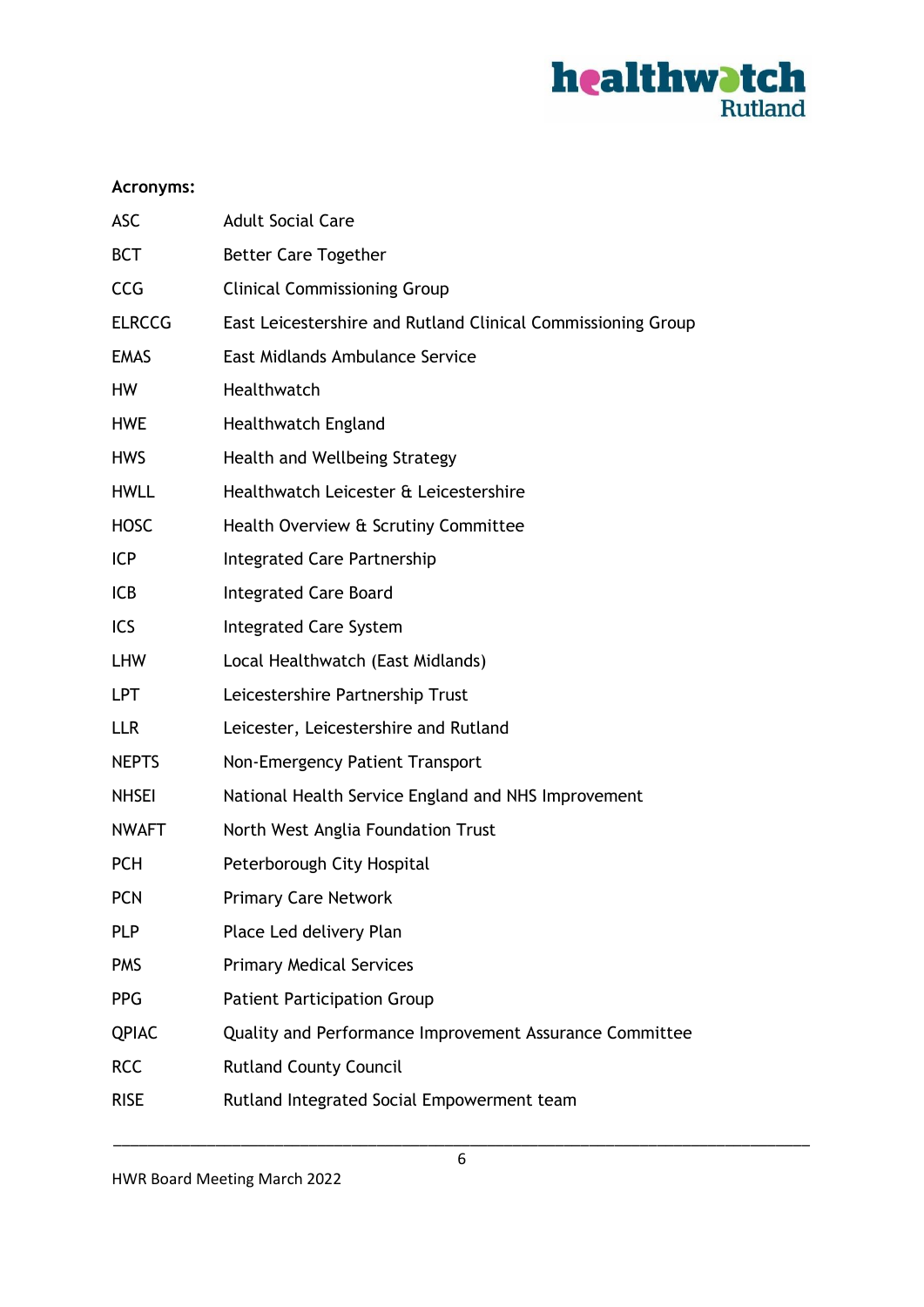**Acronyms:**

| | |
|---|---|
| ASC | Adult Social Care |
| BCT | Better Care Together |
| CCG | Clinical Commissioning Group |
| ELRCCG | East Leicestershire and Rutland Clinical Commissioning Group |
| EMAS | East Midlands Ambulance Service |
| HW | Healthwatch |
| HWE | Healthwatch England |
| HWS | Health and Wellbeing Strategy |
| HWLL | Healthwatch Leicester & Leicestershire |
| HOSC | Health Overview & Scrutiny Committee |
| ICP | Integrated Care Partnership |
| ICB | Integrated Care Board |
| ICS | Integrated Care System |
| LHW | Local Healthwatch (East Midlands) |
| LPT | Leicestershire Partnership Trust |
| LLR | Leicester, Leicestershire and Rutland |
| NEPTS | Non-Emergency Patient Transport |
| NHSEI | National Health Service England and NHS Improvement |
| NWAFT | North West Anglia Foundation Trust |
| PCH | Peterborough City Hospital |
| PCN | Primary Care Network |
| PLP | Place Led delivery Plan |
| PMS | Primary Medical Services |
| PPG | Patient Participation Group |
| QPIAC | Quality and Performance Improvement Assurance Committee |
| RCC | Rutland County Council |
| RISE | Rutland Integrated Social Empowerment team |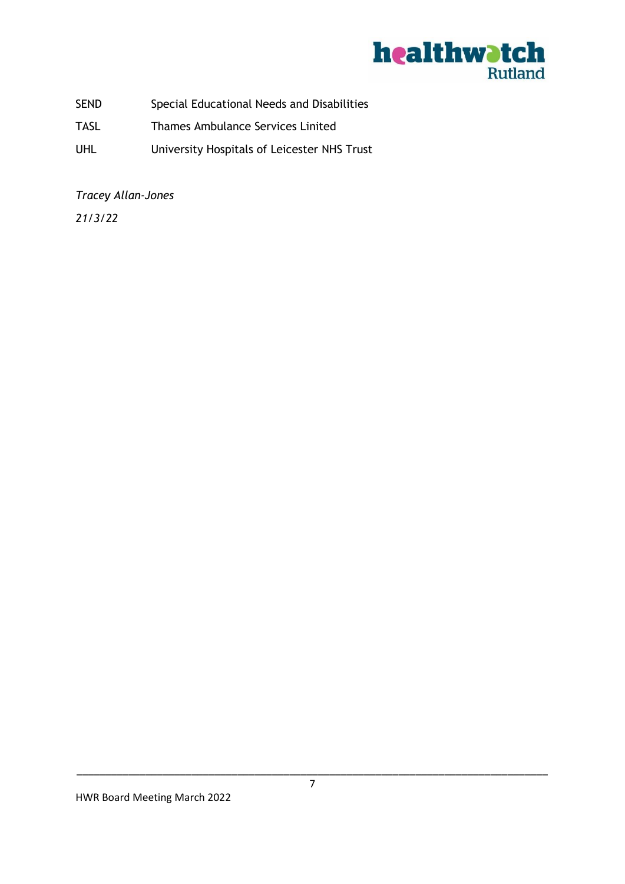| | |
|---|---|
| SEND | Special Educational Needs and Disabilities |
| TASL | Thames Ambulance Services Linited |
| UHL | University Hospitals of Leicester NHS Trust |

*Tracey Allan-Jones*

*21/3/22*